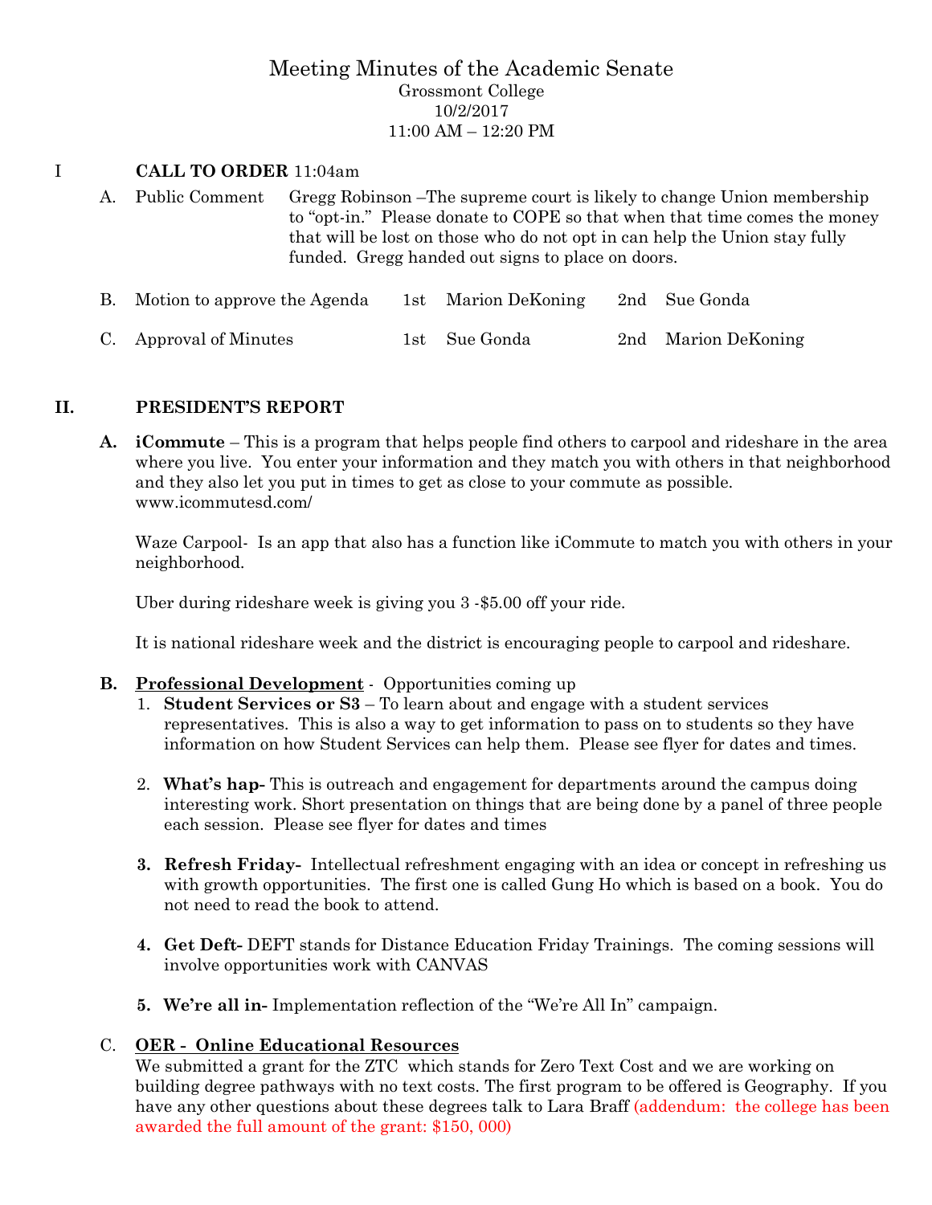# Meeting Minutes of the Academic Senate

Grossmont College
10/2/2017
11:00 AM – 12:20 PM

## I CALL TO ORDER 11:04am

A. Public Comment — Gregg Robinson –The supreme court is likely to change Union membership to "opt-in." Please donate to COPE so that when that time comes the money that will be lost on those who do not opt in can help the Union stay fully funded. Gregg handed out signs to place on doors.

B. Motion to approve the Agenda — 1st Marion DeKoning — 2nd Sue Gonda

C. Approval of Minutes — 1st Sue Gonda — 2nd Marion DeKoning

## II. PRESIDENT'S REPORT

**A. iCommute** – This is a program that helps people find others to carpool and rideshare in the area where you live. You enter your information and they match you with others in that neighborhood and they also let you put in times to get as close to your commute as possible. www.icommutesd.com/

Waze Carpool- Is an app that also has a function like iCommute to match you with others in your neighborhood.

Uber during rideshare week is giving you 3 -$5.00 off your ride.

It is national rideshare week and the district is encouraging people to carpool and rideshare.

**B. Professional Development** - Opportunities coming up

1. **Student Services or S3** – To learn about and engage with a student services representatives. This is also a way to get information to pass on to students so they have information on how Student Services can help them. Please see flyer for dates and times.
2. **What's hap-** This is outreach and engagement for departments around the campus doing interesting work. Short presentation on things that are being done by a panel of three people each session. Please see flyer for dates and times
3. **Refresh Friday-** Intellectual refreshment engaging with an idea or concept in refreshing us with growth opportunities. The first one is called Gung Ho which is based on a book. You do not need to read the book to attend.
4. **Get Deft-** DEFT stands for Distance Education Friday Trainings. The coming sessions will involve opportunities work with CANVAS
5. **We're all in-** Implementation reflection of the "We're All In" campaign.

C. **OER - Online Educational Resources**

We submitted a grant for the ZTC which stands for Zero Text Cost and we are working on building degree pathways with no text costs. The first program to be offered is Geography. If you have any other questions about these degrees talk to Lara Braff (addendum: the college has been awarded the full amount of the grant: $150, 000)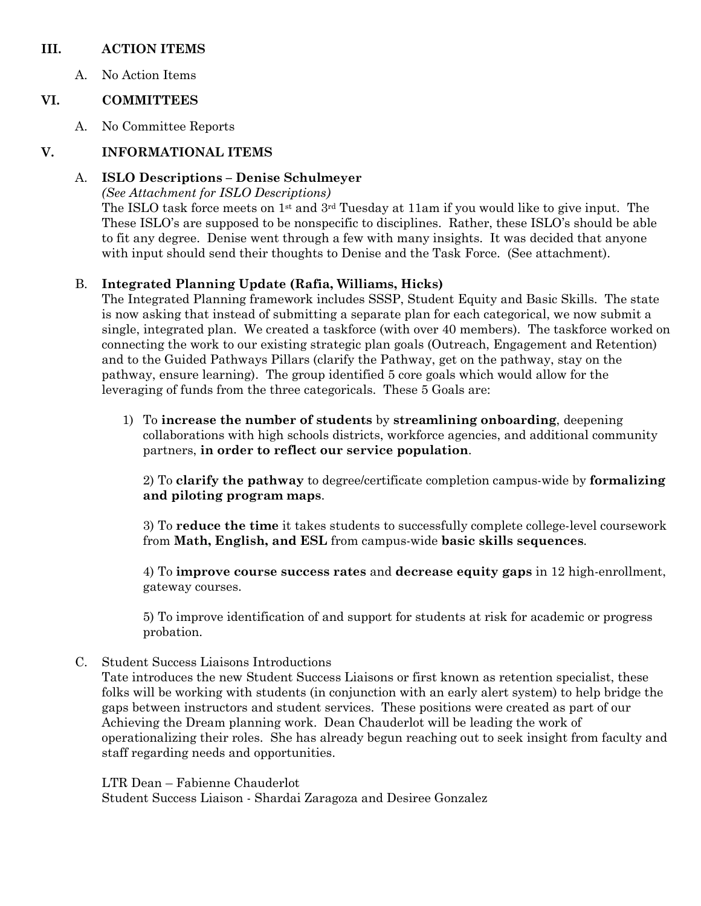## III. ACTION ITEMS

A. No Action Items

## VI. COMMITTEES

A. No Committee Reports

## V. INFORMATIONAL ITEMS

### A. ISLO Descriptions – Denise Schulmeyer

*(See Attachment for ISLO Descriptions)*

The ISLO task force meets on 1st and 3rd Tuesday at 11am if you would like to give input. The These ISLO's are supposed to be nonspecific to disciplines. Rather, these ISLO's should be able to fit any degree. Denise went through a few with many insights. It was decided that anyone with input should send their thoughts to Denise and the Task Force. (See attachment).

### B. Integrated Planning Update (Rafia, Williams, Hicks)

The Integrated Planning framework includes SSSP, Student Equity and Basic Skills. The state is now asking that instead of submitting a separate plan for each categorical, we now submit a single, integrated plan. We created a taskforce (with over 40 members). The taskforce worked on connecting the work to our existing strategic plan goals (Outreach, Engagement and Retention) and to the Guided Pathways Pillars (clarify the Pathway, get on the pathway, stay on the pathway, ensure learning). The group identified 5 core goals which would allow for the leveraging of funds from the three categoricals. These 5 Goals are:

1) To **increase the number of students** by **streamlining onboarding**, deepening collaborations with high schools districts, workforce agencies, and additional community partners, **in order to reflect our service population**.

2) To **clarify the pathway** to degree/certificate completion campus-wide by **formalizing and piloting program maps**.

3) To **reduce the time** it takes students to successfully complete college-level coursework from **Math, English, and ESL** from campus-wide **basic skills sequences**.

4) To **improve course success rates** and **decrease equity gaps** in 12 high-enrollment, gateway courses.

5) To improve identification of and support for students at risk for academic or progress probation.

### C. Student Success Liaisons Introductions

Tate introduces the new Student Success Liaisons or first known as retention specialist, these folks will be working with students (in conjunction with an early alert system) to help bridge the gaps between instructors and student services. These positions were created as part of our Achieving the Dream planning work. Dean Chauderlot will be leading the work of operationalizing their roles. She has already begun reaching out to seek insight from faculty and staff regarding needs and opportunities.

LTR Dean – Fabienne Chauderlot
Student Success Liaison - Shardai Zaragoza and Desiree Gonzalez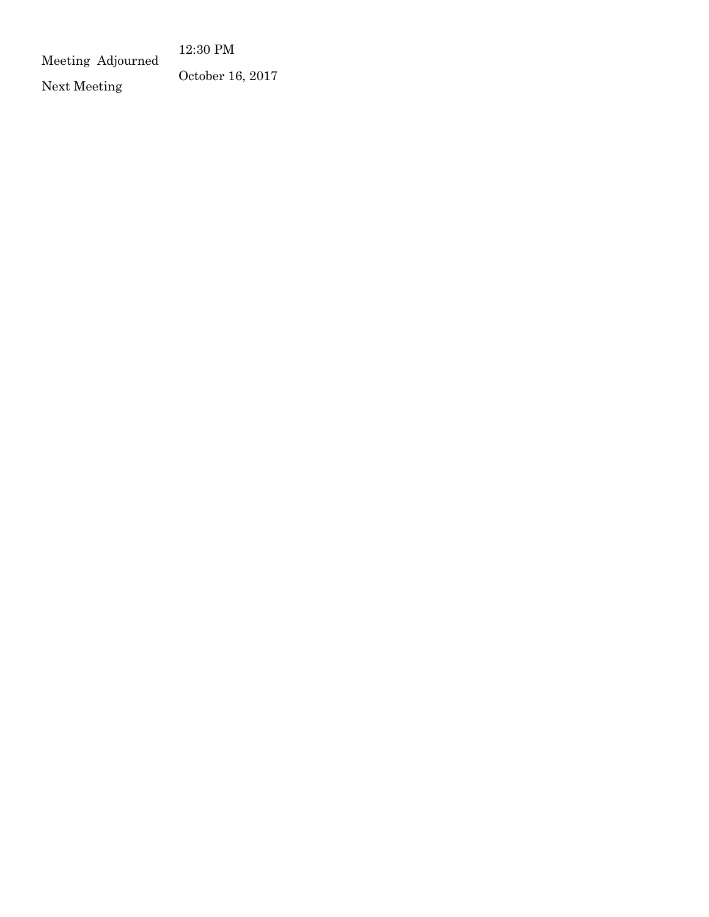| | |
|---|---|
| Meeting Adjourned | 12:30 PM |
| Next Meeting | October 16, 2017 |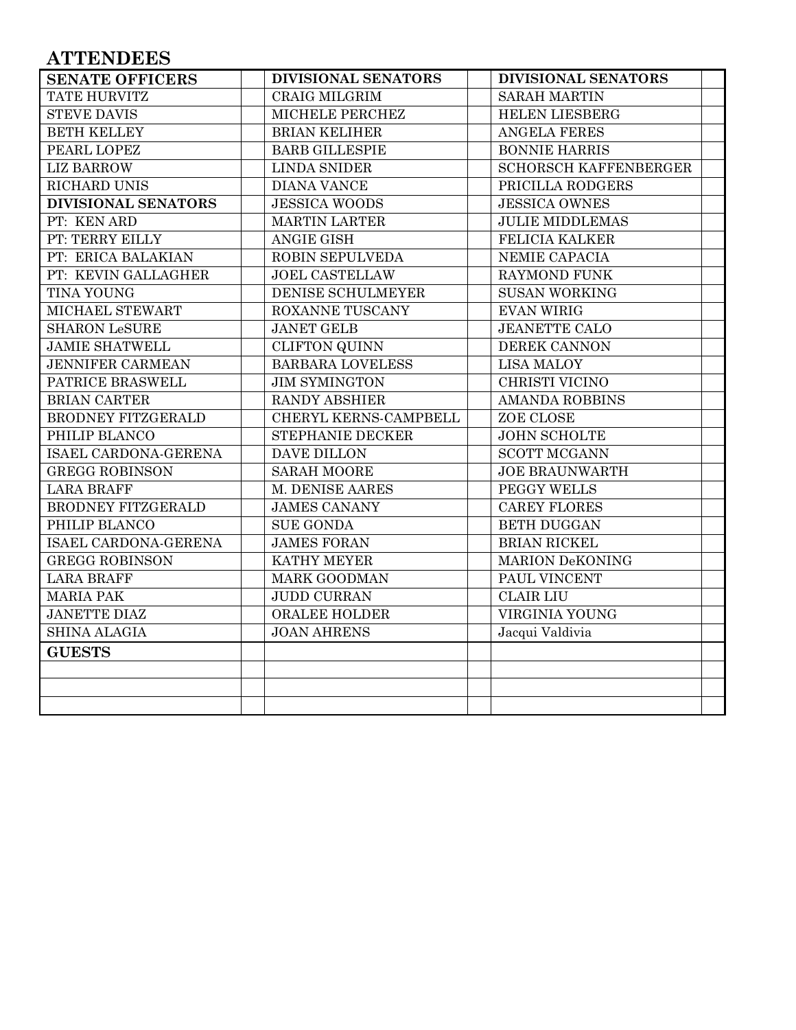## ATTENDEES

| SENATE OFFICERS | | DIVISIONAL SENATORS | | DIVISIONAL SENATORS | |
|---|---|---|---|---|---|
| TATE HURVITZ | | CRAIG MILGRIM | | SARAH MARTIN | |
| STEVE DAVIS | | MICHELE PERCHEZ | | HELEN LIESBERG | |
| BETH KELLEY | | BRIAN KELIHER | | ANGELA FERES | |
| PEARL LOPEZ | | BARB GILLESPIE | | BONNIE HARRIS | |
| LIZ BARROW | | LINDA SNIDER | | SCHORSCH KAFFENBERGER | |
| RICHARD UNIS | | DIANA VANCE | | PRICILLA RODGERS | |
| **DIVISIONAL SENATORS** | | JESSICA WOODS | | JESSICA OWNES | |
| PT: KEN ARD | | MARTIN LARTER | | JULIE MIDDLEMAS | |
| PT: TERRY EILLY | | ANGIE GISH | | FELICIA KALKER | |
| PT: ERICA BALAKIAN | | ROBIN SEPULVEDA | | NEMIE CAPACIA | |
| PT: KEVIN GALLAGHER | | JOEL CASTELLAW | | RAYMOND FUNK | |
| TINA YOUNG | | DENISE SCHULMEYER | | SUSAN WORKING | |
| MICHAEL STEWART | | ROXANNE TUSCANY | | EVAN WIRIG | |
| SHARON LeSURE | | JANET GELB | | JEANETTE CALO | |
| JAMIE SHATWELL | | CLIFTON QUINN | | DEREK CANNON | |
| JENNIFER CARMEAN | | BARBARA LOVELESS | | LISA MALOY | |
| PATRICE BRASWELL | | JIM SYMINGTON | | CHRISTI VICINO | |
| BRIAN CARTER | | RANDY ABSHIER | | AMANDA ROBBINS | |
| BRODNEY FITZGERALD | | CHERYL KERNS-CAMPBELL | | ZOE CLOSE | |
| PHILIP BLANCO | | STEPHANIE DECKER | | JOHN SCHOLTE | |
| ISAEL CARDONA-GERENA | | DAVE DILLON | | SCOTT MCGANN | |
| GREGG ROBINSON | | SARAH MOORE | | JOE BRAUNWARTH | |
| LARA BRAFF | | M. DENISE AARES | | PEGGY WELLS | |
| BRODNEY FITZGERALD | | JAMES CANANY | | CAREY FLORES | |
| PHILIP BLANCO | | SUE GONDA | | BETH DUGGAN | |
| ISAEL CARDONA-GERENA | | JAMES FORAN | | BRIAN RICKEL | |
| GREGG ROBINSON | | KATHY MEYER | | MARION DeKONING | |
| LARA BRAFF | | MARK GOODMAN | | PAUL VINCENT | |
| MARIA PAK | | JUDD CURRAN | | CLAIR LIU | |
| JANETTE DIAZ | | ORALEE HOLDER | | VIRGINIA YOUNG | |
| SHINA ALAGIA | | JOAN AHRENS | | Jacqui Valdivia | |
| **GUESTS** | | | | | |
| | | | | | |
| | | | | | |
| | | | | | |